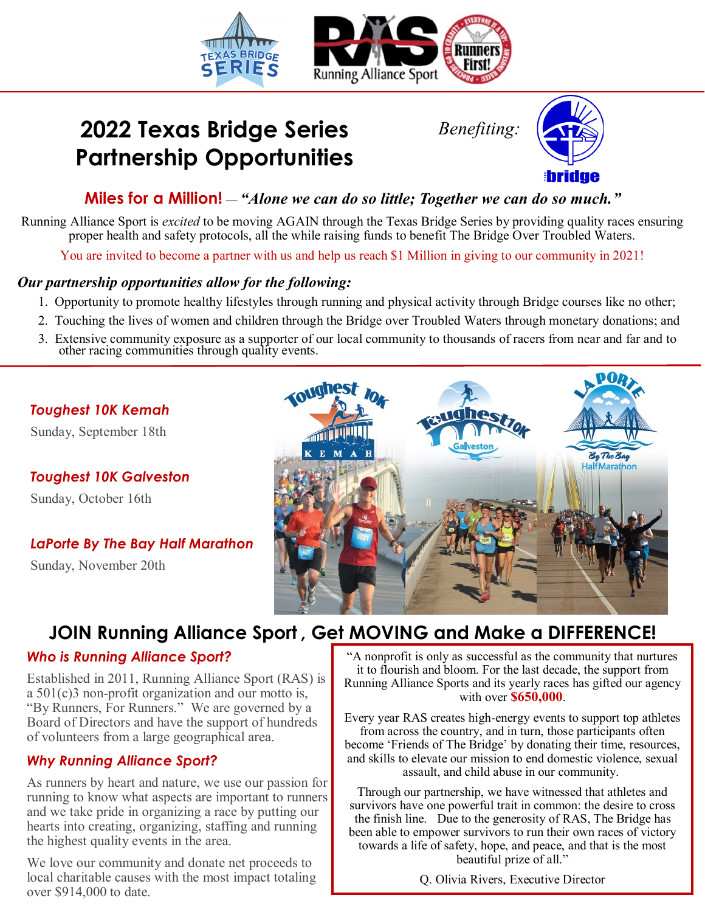# 2022 Texas Bridge Series Partnership Opportunities

*Benefiting:* the bridge

**Miles for a Million!** — ***"Alone we can do so little; Together we can do so much."***

Running Alliance Sport is *excited* to be moving AGAIN through the Texas Bridge Series by providing quality races ensuring proper health and safety protocols, all the while raising funds to benefit The Bridge Over Troubled Waters.

You are invited to become a partner with us and help us reach $1 Million in giving to our community in 2021!

***Our partnership opportunities allow for the following:***

1. Opportunity to promote healthy lifestyles through running and physical activity through Bridge courses like no other;
2. Touching the lives of women and children through the Bridge over Troubled Waters through monetary donations; and
3. Extensive community exposure as a supporter of our local community to thousands of racers from near and far and to other racing communities through quality events.

***Toughest 10K Kemah***

Sunday, September 18th

***Toughest 10K Galveston***

Sunday, October 16th

***LaPorte By The Bay Half Marathon***

Sunday, November 20th

## JOIN Running Alliance Sport, Get MOVING and Make a DIFFERENCE!

### *Who is Running Alliance Sport?*

Established in 2011, Running Alliance Sport (RAS) is a 501(c)3 non-profit organization and our motto is, "By Runners, For Runners." We are governed by a Board of Directors and have the support of hundreds of volunteers from a large geographical area.

### *Why Running Alliance Sport?*

As runners by heart and nature, we use our passion for running to know what aspects are important to runners and we take pride in organizing a race by putting our hearts into creating, organizing, staffing and running the highest quality events in the area.

We love our community and donate net proceeds to local charitable causes with the most impact totaling over $914,000 to date.

"A nonprofit is only as successful as the community that nurtures it to flourish and bloom. For the last decade, the support from Running Alliance Sports and its yearly races has gifted our agency with over **$650,000**.

Every year RAS creates high-energy events to support top athletes from across the country, and in turn, those participants often become 'Friends of The Bridge' by donating their time, resources, and skills to elevate our mission to end domestic violence, sexual assault, and child abuse in our community.

Through our partnership, we have witnessed that athletes and survivors have one powerful trait in common: the desire to cross the finish line. Due to the generosity of RAS, The Bridge has been able to empower survivors to run their own races of victory towards a life of safety, hope, and peace, and that is the most beautiful prize of all."

Q. Olivia Rivers, Executive Director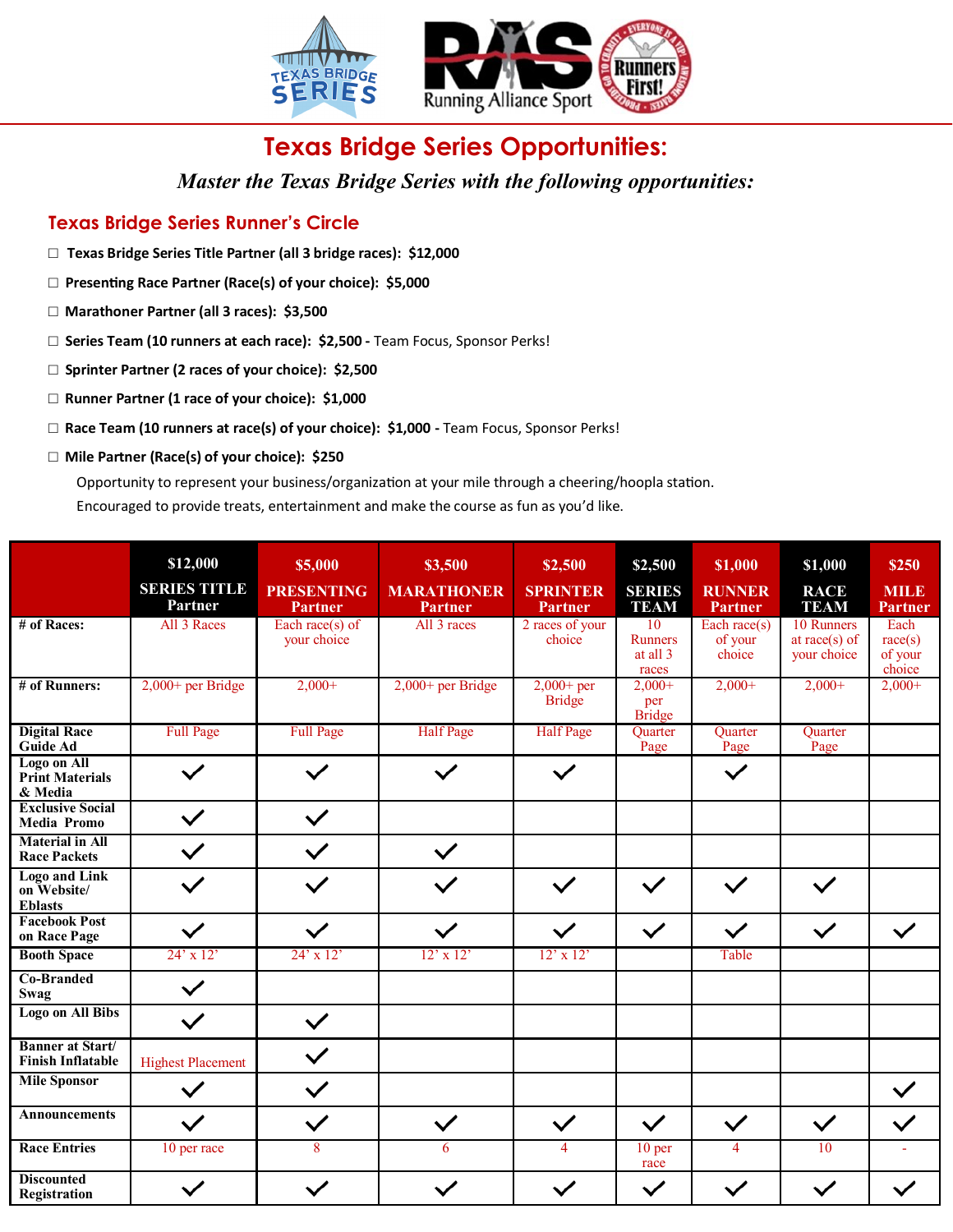# Texas Bridge Series Opportunities:

*Master the Texas Bridge Series with the following opportunities:*

## Texas Bridge Series Runner's Circle

- ☐ **Texas Bridge Series Title Partner (all 3 bridge races): $12,000**
- ☐ **Presenting Race Partner (Race(s) of your choice): $5,000**
- ☐ **Marathoner Partner (all 3 races): $3,500**
- ☐ **Series Team (10 runners at each race): $2,500 -** Team Focus, Sponsor Perks!
- ☐ **Sprinter Partner (2 races of your choice): $2,500**
- ☐ **Runner Partner (1 race of your choice): $1,000**
- ☐ **Race Team (10 runners at race(s) of your choice): $1,000 -** Team Focus, Sponsor Perks!
- ☐ **Mile Partner (Race(s) of your choice): $250**

  Opportunity to represent your business/organization at your mile through a cheering/hoopla station.
  Encouraged to provide treats, entertainment and make the course as fun as you'd like.

| | $12,000 SERIES TITLE Partner | $5,000 PRESENTING Partner | $3,500 MARATHONER Partner | $2,500 SPRINTER Partner | $2,500 SERIES TEAM | $1,000 RUNNER Partner | $1,000 RACE TEAM | $250 MILE Partner |
|---|---|---|---|---|---|---|---|---|
| **# of Races:** | All 3 Races | Each race(s) of your choice | All 3 races | 2 races of your choice | 10 Runners at all 3 races | Each race(s) of your choice | 10 Runners at race(s) of your choice | Each race(s) of your choice |
| **# of Runners:** | 2,000+ per Bridge | 2,000+ | 2,000+ per Bridge | 2,000+ per Bridge | 2,000+ per Bridge | 2,000+ | 2,000+ | 2,000+ |
| **Digital Race Guide Ad** | Full Page | Full Page | Half Page | Half Page | Quarter Page | Quarter Page | Quarter Page | |
| **Logo on All Print Materials & Media** | ✓ | ✓ | ✓ | ✓ | | ✓ | | |
| **Exclusive Social Media Promo** | ✓ | ✓ | | | | | | |
| **Material in All Race Packets** | ✓ | ✓ | ✓ | | | | | |
| **Logo and Link on Website/ Eblasts** | ✓ | ✓ | ✓ | ✓ | ✓ | ✓ | ✓ | |
| **Facebook Post on Race Page** | ✓ | ✓ | ✓ | ✓ | ✓ | ✓ | ✓ | ✓ |
| **Booth Space** | 24' x 12' | 24' x 12' | 12' x 12' | 12' x 12' | | Table | | |
| **Co-Branded Swag** | ✓ | | | | | | | |
| **Logo on All Bibs** | ✓ | ✓ | | | | | | |
| **Banner at Start/ Finish Inflatable** | Highest Placement | ✓ | | | | | | |
| **Mile Sponsor** | ✓ | ✓ | | | | | | ✓ |
| **Announcements** | ✓ | ✓ | ✓ | ✓ | ✓ | ✓ | ✓ | ✓ |
| **Race Entries** | 10 per race | 8 | 6 | 4 | 10 per race | 4 | 10 | - |
| **Discounted Registration** | ✓ | ✓ | ✓ | ✓ | ✓ | ✓ | ✓ | ✓ |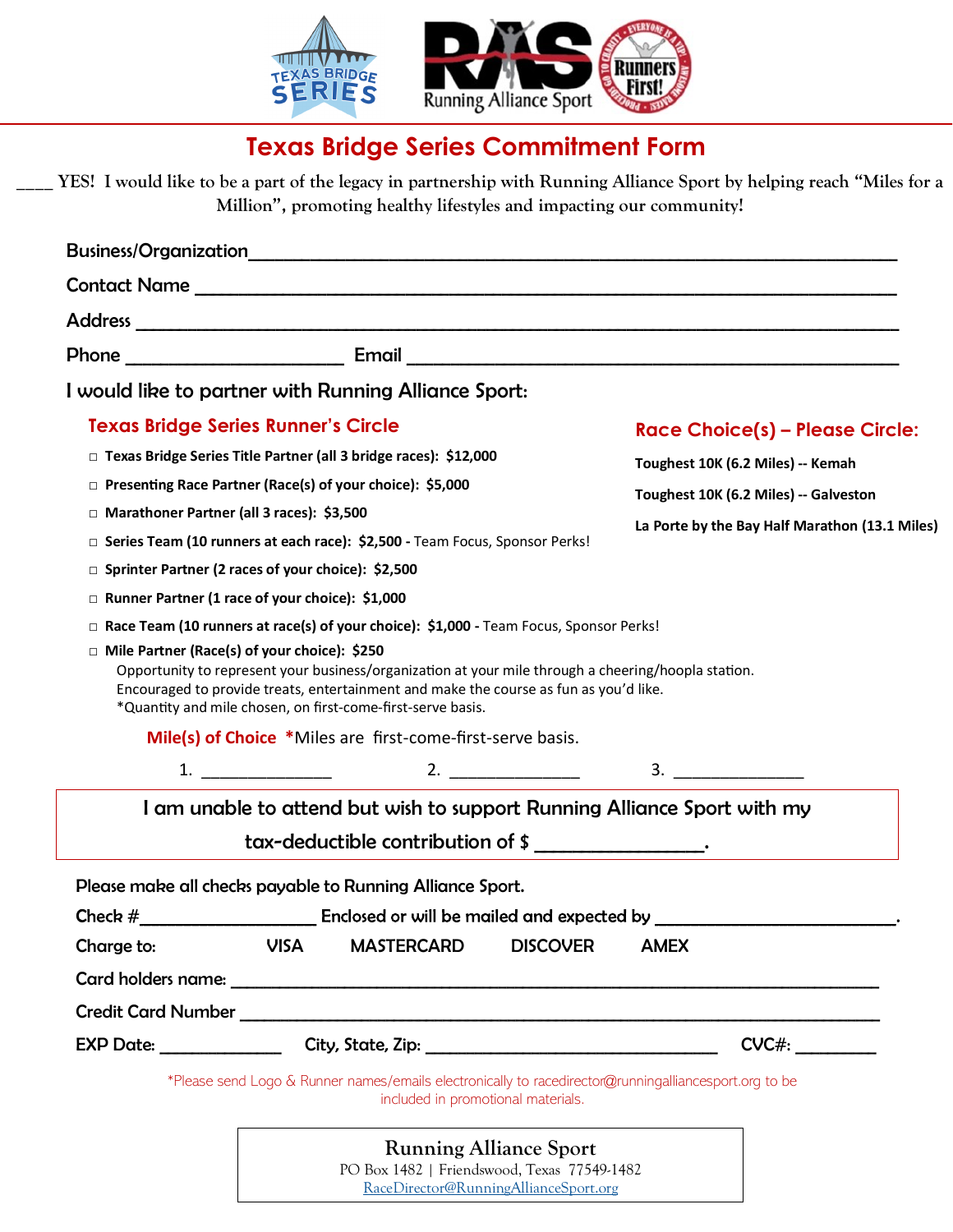# Texas Bridge Series Commitment Form

____ YES! I would like to be a part of the legacy in partnership with Running Alliance Sport by helping reach "Miles for a Million", promoting healthy lifestyles and impacting our community!

Business/Organization______________________________________________

Contact Name ______________________________________________

Address ______________________________________________

Phone ______________________ Email ______________________________________________

I would like to partner with Running Alliance Sport:

## Texas Bridge Series Runner's Circle

- ☐ **Texas Bridge Series Title Partner (all 3 bridge races): $12,000**
- ☐ **Presenting Race Partner (Race(s) of your choice): $5,000**
- ☐ **Marathoner Partner (all 3 races): $3,500**
- ☐ **Series Team (10 runners at each race): $2,500 -** Team Focus, Sponsor Perks!
- ☐ **Sprinter Partner (2 races of your choice): $2,500**
- ☐ **Runner Partner (1 race of your choice): $1,000**
- ☐ **Race Team (10 runners at race(s) of your choice): $1,000 -** Team Focus, Sponsor Perks!
- ☐ **Mile Partner (Race(s) of your choice): $250**
  Opportunity to represent your business/organization at your mile through a cheering/hoopla station.
  Encouraged to provide treats, entertainment and make the course as fun as you'd like.
  *Quantity and mile chosen, on first-come-first-serve basis.

## Race Choice(s) – Please Circle:

**Toughest 10K (6.2 Miles) -- Kemah**

**Toughest 10K (6.2 Miles) -- Galveston**

**La Porte by the Bay Half Marathon (13.1 Miles)**

**Mile(s) of Choice** *Miles are first-come-first-serve basis.

1. ______________ 2. ______________ 3. ______________

I am unable to attend but wish to support Running Alliance Sport with my tax-deductible contribution of $ ________________.

Please make all checks payable to Running Alliance Sport.

Check #__________________ Enclosed or will be mailed and expected by ________________________.

Charge to: VISA MASTERCARD DISCOVER AMEX

Card holders name: ______________________________________________

Credit Card Number ______________________________________________

EXP Date: _____________ City, State, Zip: ______________________________ CVC#: _________

*Please send Logo & Runner names/emails electronically to racedirector@runningalliancesport.org to be included in promotional materials.

Running Alliance Sport
PO Box 1482 | Friendswood, Texas 77549-1482
RaceDirector@RunningAllianceSport.org